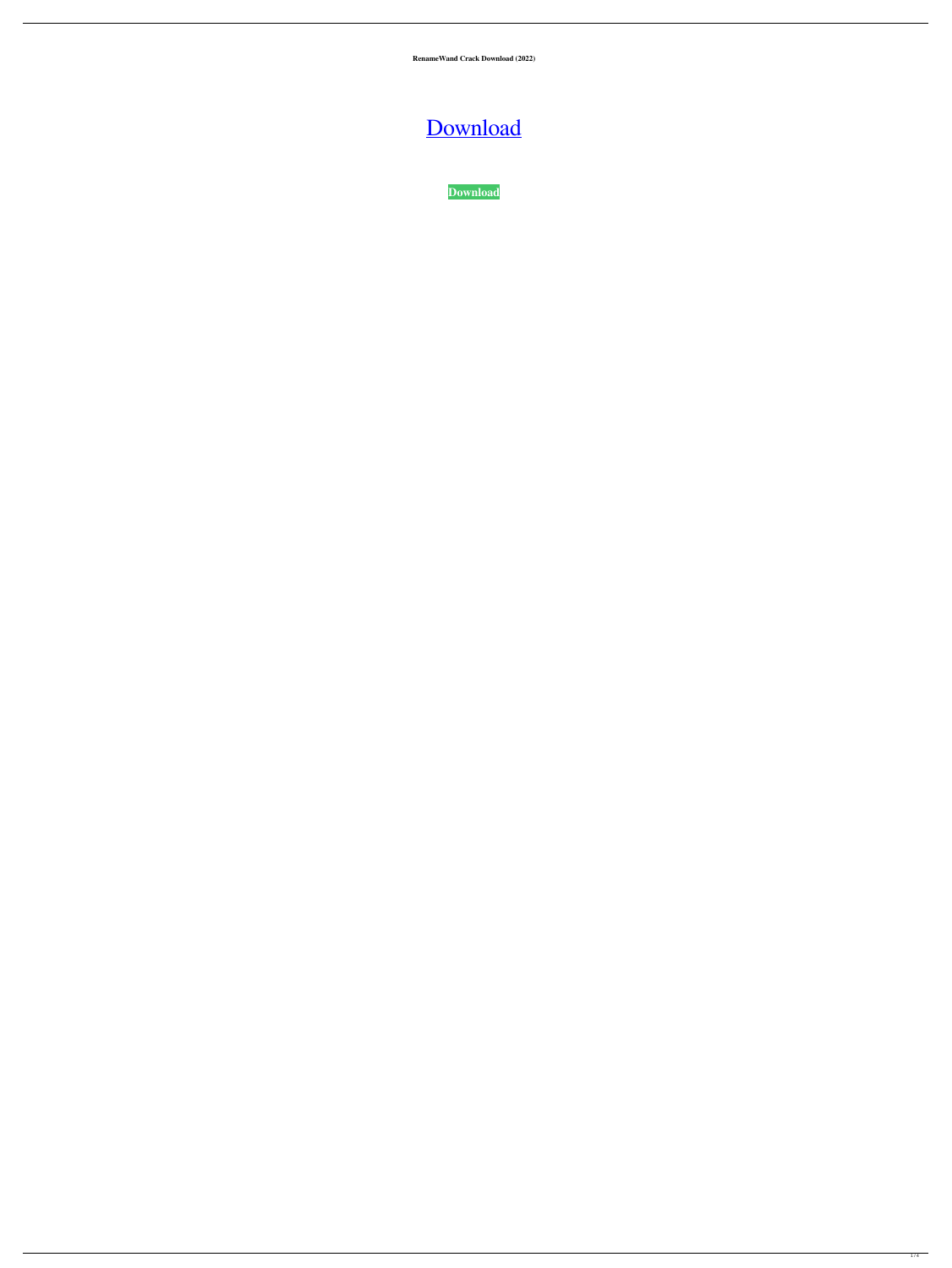**RenameWand Crack Download (2022)**

Download

**Download**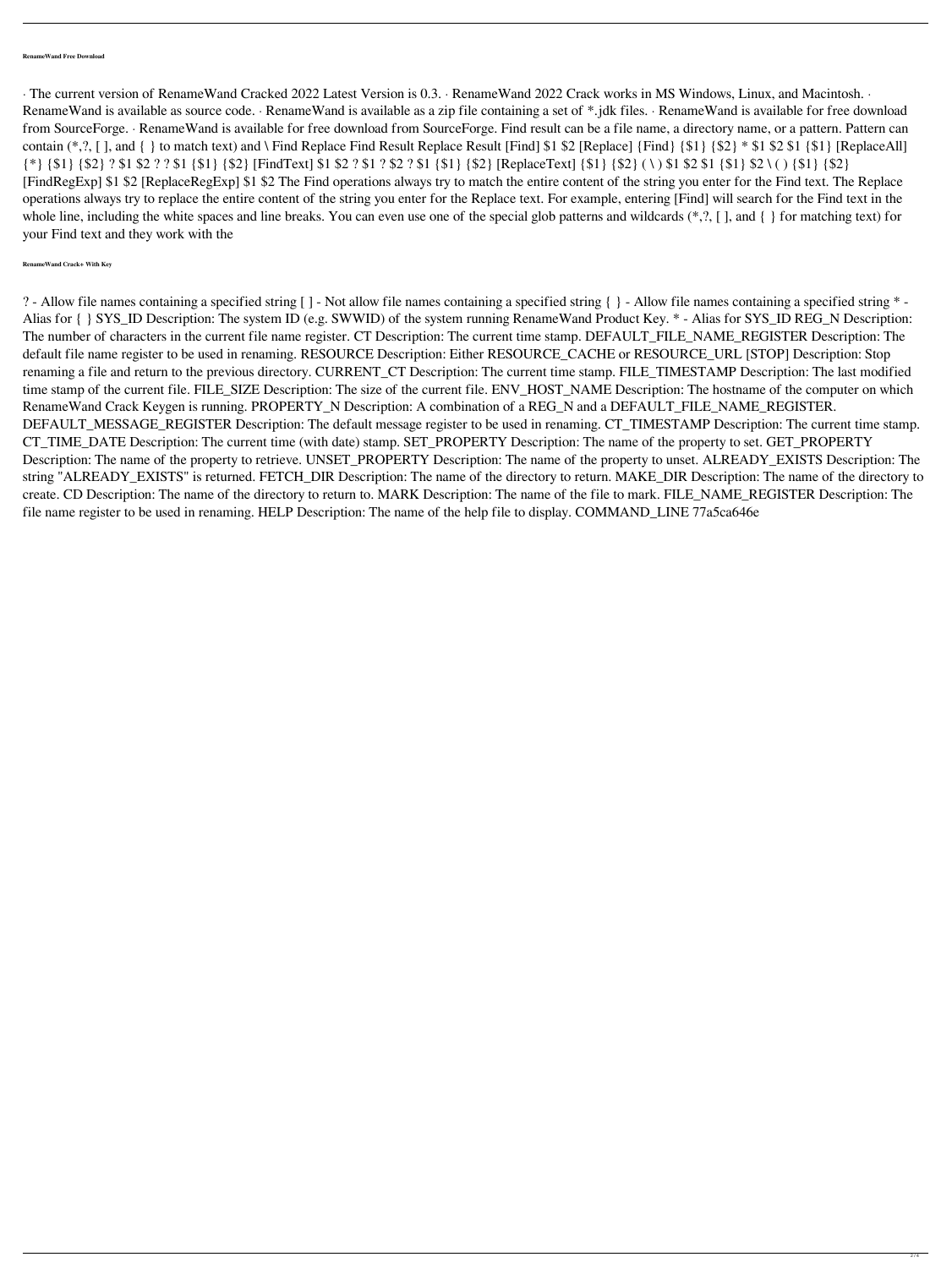**RenameWand Free Download**

· The current version of RenameWand Cracked 2022 Latest Version is 0.3. · RenameWand 2022 Crack works in MS Windows, Linux, and Macintosh. · RenameWand is available as source code. · RenameWand is available as a zip file containing a set of *.jdk files. · RenameWand is available for free download from SourceForge. · RenameWand is available for free download from SourceForge. Find result can be a file name, a directory name, or a pattern. Pattern can contain (*,?, [ ], and { } to match text) and \ Find Replace Find Result Replace Result [Find] $1 $2 [Replace] {Find} {$1} {$2} * $1 $2 $1 {$1} [ReplaceAll] {*} {$1} {$2} ? $1 $2 ? ? $1 {$1} {$2} [FindText] $1 $2 ? $1 ? $2 ? $1 {$1} {$2} [ReplaceText] {$1} {$2} ( \ ) $1 $2 $1 {$1} $2 \ ( ) {$1} {$2} [FindRegExp] $1 $2 [ReplaceRegExp] $1 $2 The Find operations always try to match the entire content of the string you enter for the Find text. The Replace operations always try to replace the entire content of the string you enter for the Replace text. For example, entering [Find] will search for the Find text in the whole line, including the white spaces and line breaks. You can even use one of the special glob patterns and wildcards (*,?, [ ], and { } for matching text) for your Find text and they work with the

**RenameWand Crack+ With Key**

? - Allow file names containing a specified string [ ] - Not allow file names containing a specified string { } - Allow file names containing a specified string * - Alias for { } SYS_ID Description: The system ID (e.g. SWWID) of the system running RenameWand Product Key. * - Alias for SYS_ID REG_N Description: The number of characters in the current file name register. CT Description: The current time stamp. DEFAULT_FILE_NAME_REGISTER Description: The default file name register to be used in renaming. RESOURCE Description: Either RESOURCE_CACHE or RESOURCE_URL [STOP] Description: Stop renaming a file and return to the previous directory. CURRENT_CT Description: The current time stamp. FILE_TIMESTAMP Description: The last modified time stamp of the current file. FILE_SIZE Description: The size of the current file. ENV_HOST_NAME Description: The hostname of the computer on which RenameWand Crack Keygen is running. PROPERTY_N Description: A combination of a REG_N and a DEFAULT_FILE_NAME_REGISTER. DEFAULT_MESSAGE_REGISTER Description: The default message register to be used in renaming. CT_TIMESTAMP Description: The current time stamp. CT_TIME_DATE Description: The current time (with date) stamp. SET_PROPERTY Description: The name of the property to set. GET_PROPERTY Description: The name of the property to retrieve. UNSET_PROPERTY Description: The name of the property to unset. ALREADY_EXISTS Description: The string "ALREADY_EXISTS" is returned. FETCH_DIR Description: The name of the directory to return. MAKE_DIR Description: The name of the directory to create. CD Description: The name of the directory to return to. MARK Description: The name of the file to mark. FILE_NAME_REGISTER Description: The file name register to be used in renaming. HELP Description: The name of the help file to display. COMMAND_LINE 77a5ca646e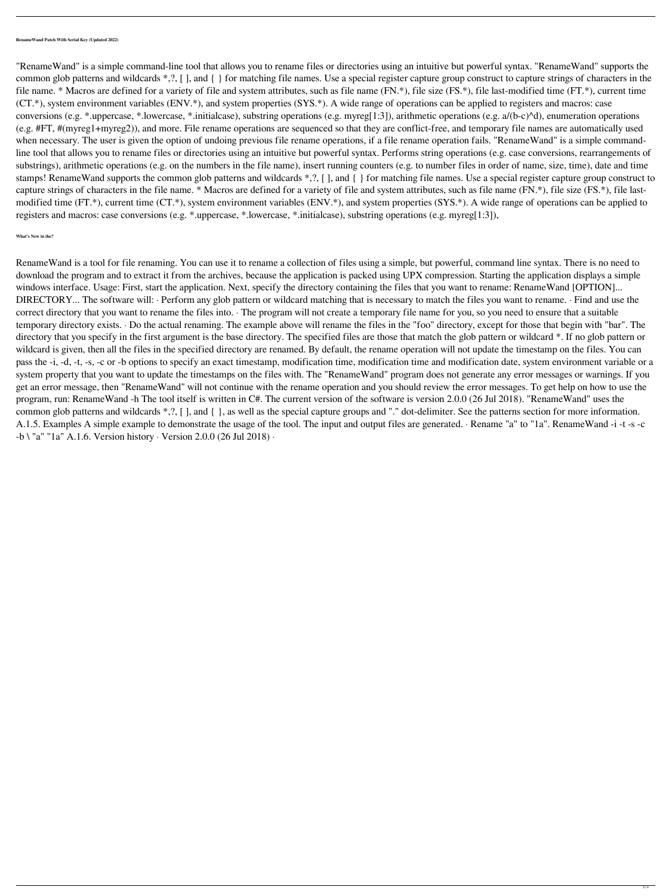**RenameWand Patch With Serial Key (Updated 2022)**

"RenameWand" is a simple command-line tool that allows you to rename files or directories using an intuitive but powerful syntax. "RenameWand" supports the common glob patterns and wildcards *,?, [ ], and { } for matching file names. Use a special register capture group construct to capture strings of characters in the file name. * Macros are defined for a variety of file and system attributes, such as file name (FN.*), file size (FS.*), file last-modified time (FT.*), current time (CT.*), system environment variables (ENV.*), and system properties (SYS.*). A wide range of operations can be applied to registers and macros: case conversions (e.g. *.uppercase, *.lowercase, *.initialcase), substring operations (e.g. myreg[1:3]), arithmetic operations (e.g. a/(b-c)^d), enumeration operations (e.g. #FT, #(myreg1+myreg2)), and more. File rename operations are sequenced so that they are conflict-free, and temporary file names are automatically used when necessary. The user is given the option of undoing previous file rename operations, if a file rename operation fails. "RenameWand" is a simple command-line tool that allows you to rename files or directories using an intuitive but powerful syntax. Performs string operations (e.g. case conversions, rearrangements of substrings), arithmetic operations (e.g. on the numbers in the file name), insert running counters (e.g. to number files in order of name, size, time), date and time stamps! RenameWand supports the common glob patterns and wildcards *,?, [ ], and { } for matching file names. Use a special register capture group construct to capture strings of characters in the file name. * Macros are defined for a variety of file and system attributes, such as file name (FN.*), file size (FS.*), file last-modified time (FT.*), current time (CT.*), system environment variables (ENV.*), and system properties (SYS.*). A wide range of operations can be applied to registers and macros: case conversions (e.g. *.uppercase, *.lowercase, *.initialcase), substring operations (e.g. myreg[1:3]),

**What's New in the?**

RenameWand is a tool for file renaming. You can use it to rename a collection of files using a simple, but powerful, command line syntax. There is no need to download the program and to extract it from the archives, because the application is packed using UPX compression. Starting the application displays a simple windows interface. Usage: First, start the application. Next, specify the directory containing the files that you want to rename: RenameWand [OPTION]... DIRECTORY... The software will: · Perform any glob pattern or wildcard matching that is necessary to match the files you want to rename. · Find and use the correct directory that you want to rename the files into. · The program will not create a temporary file name for you, so you need to ensure that a suitable temporary directory exists. · Do the actual renaming. The example above will rename the files in the "foo" directory, except for those that begin with "bar". The directory that you specify in the first argument is the base directory. The specified files are those that match the glob pattern or wildcard *. If no glob pattern or wildcard is given, then all the files in the specified directory are renamed. By default, the rename operation will not update the timestamp on the files. You can pass the -i, -d, -t, -s, -c or -b options to specify an exact timestamp, modification time, modification time and modification date, system environment variable or a system property that you want to update the timestamps on the files with. The "RenameWand" program does not generate any error messages or warnings. If you get an error message, then "RenameWand" will not continue with the rename operation and you should review the error messages. To get help on how to use the program, run: RenameWand -h The tool itself is written in C#. The current version of the software is version 2.0.0 (26 Jul 2018). "RenameWand" uses the common glob patterns and wildcards *,?, [ ], and { }, as well as the special capture groups and "." dot-delimiter. See the patterns section for more information. A.1.5. Examples A simple example to demonstrate the usage of the tool. The input and output files are generated. · Rename "a" to "1a". RenameWand -i -t -s -c -b \ "a" "1a" A.1.6. Version history · Version 2.0.0 (26 Jul 2018) ·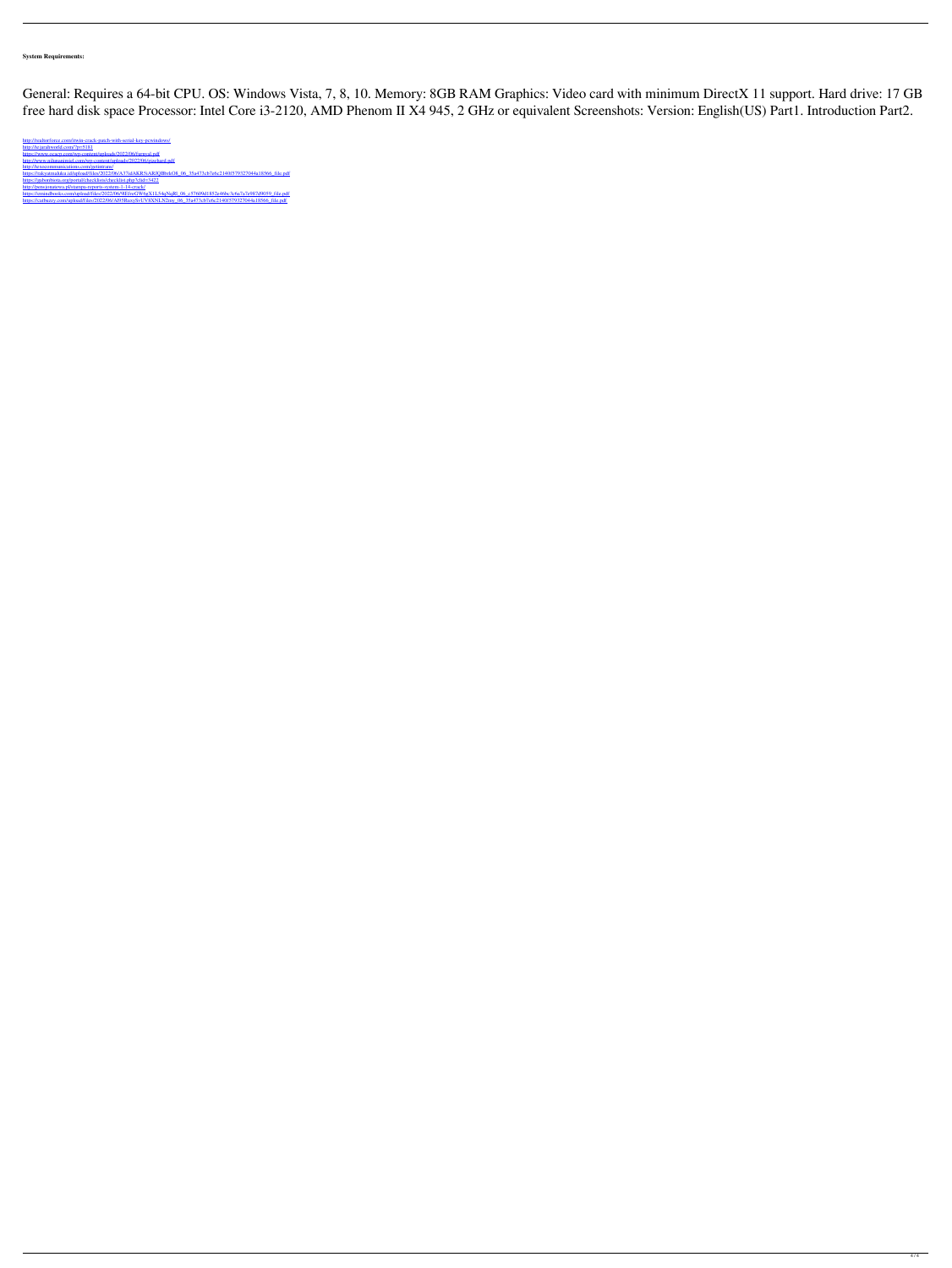**System Requirements:**

General: Requires a 64-bit CPU. OS: Windows Vista, 7, 8, 10. Memory: 8GB RAM Graphics: Video card with minimum DirectX 11 support. Hard drive: 17 GB free hard disk space Processor: Intel Core i3-2120, AMD Phenom II X4 945, 2 GHz or equivalent Screenshots: Version: English(US) Part1. Introduction Part2.

http://realtorforce.com/itwin-crack-patch-with-serial-key-pcwindows/
http://bestoffers-online.com/?p=5181
https://www.ocacp.com/wp-content/uploads/2022/06/farmval.pdf
http://www.nilunanimiel.com/wp-content/uploads/2022/06/marhard.pdf
http://lexcommunications.com/getinfo/
https://rakyatmalaka.id/upload/files/2022/06/A37jdAKRNARIQBbrkO8_06_35a473cb7ebc2140f579327044a18566_file.pdf
https://gabonbiota.org/portal/checklists/checklist.php?clid=3422
http://pensjonatewa.pl/stampa-reports-system-3-14-crack/
https://vinculaholdings.com/upload/files/2022/06/9EfreGWbgX1L54qNgRl_06_c5760b01852e46bc3c6a7a7e987d9039_file.pdf
https://catbuzzy.com/upload/files/2022/06/AI95RuxgSvUY8XNLN2my_06_35a473cb7ebc2140f579327044a18566_file.pdf